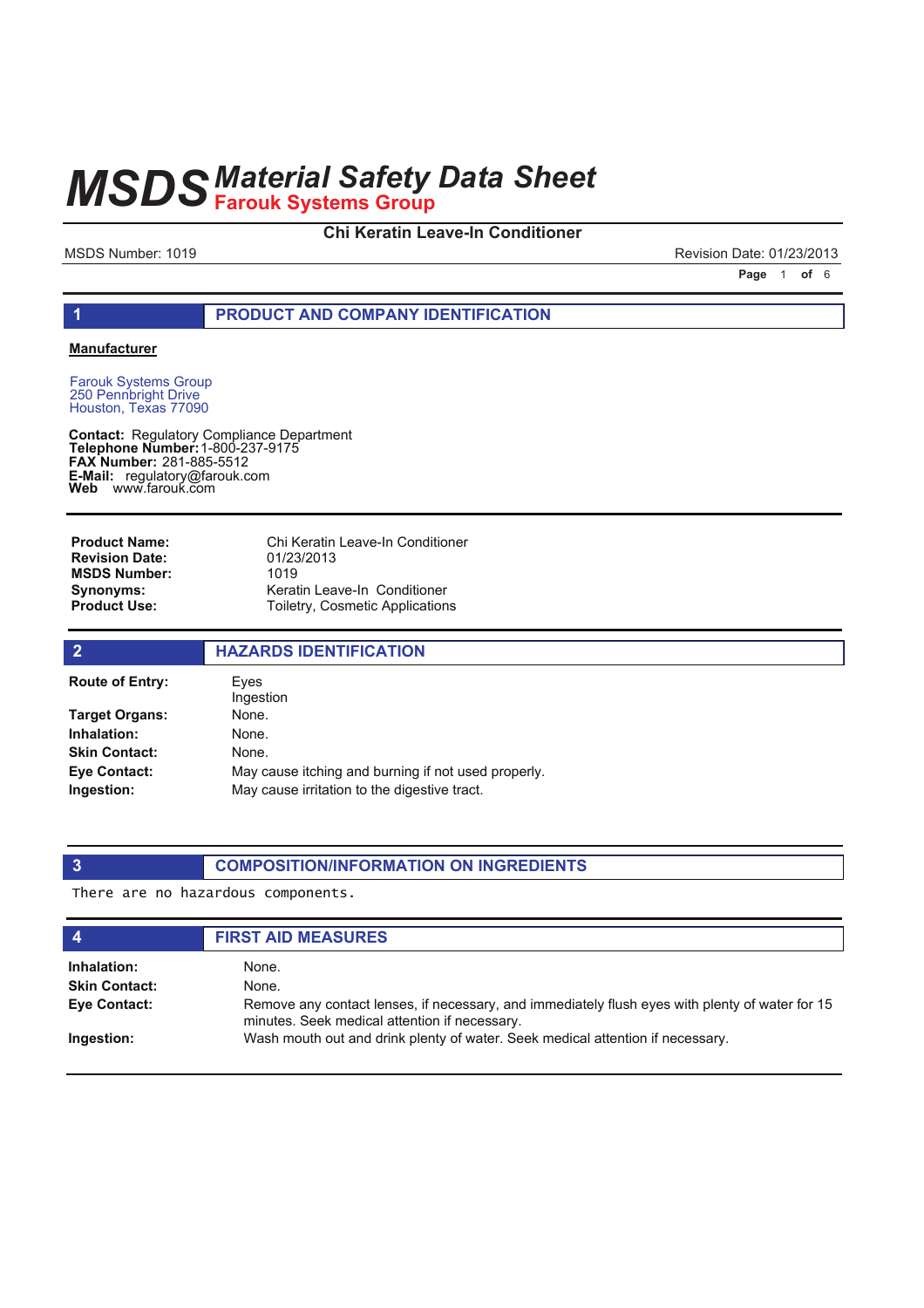# MSDS Material Safety Data Sheet

**Farouk Systems Group**

## Chi Keratin Leave-In Conditioner

MSDS Number: 1019

Revision Date: 01/23/2013

## 1 PRODUCT AND COMPANY IDENTIFICATION

**Manufacturer**

Farouk Systems Group
250 Pennbright Drive
Houston, Texas 77090

**Contact:** Regulatory Compliance Department
**Telephone Number:** 1-800-237-9175
**FAX Number:** 281-885-5512
**E-Mail:** regulatory@farouk.com
**Web** www.farouk.com

| | |
|---|---|
| **Product Name:** | Chi Keratin Leave-In Conditioner |
| **Revision Date:** | 01/23/2013 |
| **MSDS Number:** | 1019 |
| **Synonyms:** | Keratin Leave-In Conditioner |
| **Product Use:** | Toiletry, Cosmetic Applications |

## 2 HAZARDS IDENTIFICATION

| | |
|---|---|
| **Route of Entry:** | Eyes<br>Ingestion |
| **Target Organs:** | None. |
| **Inhalation:** | None. |
| **Skin Contact:** | None. |
| **Eye Contact:** | May cause itching and burning if not used properly. |
| **Ingestion:** | May cause irritation to the digestive tract. |

## 3 COMPOSITION/INFORMATION ON INGREDIENTS

There are no hazardous components.

## 4 FIRST AID MEASURES

| | |
|---|---|
| **Inhalation:** | None. |
| **Skin Contact:** | None. |
| **Eye Contact:** | Remove any contact lenses, if necessary, and immediately flush eyes with plenty of water for 15 minutes. Seek medical attention if necessary. |
| **Ingestion:** | Wash mouth out and drink plenty of water. Seek medical attention if necessary. |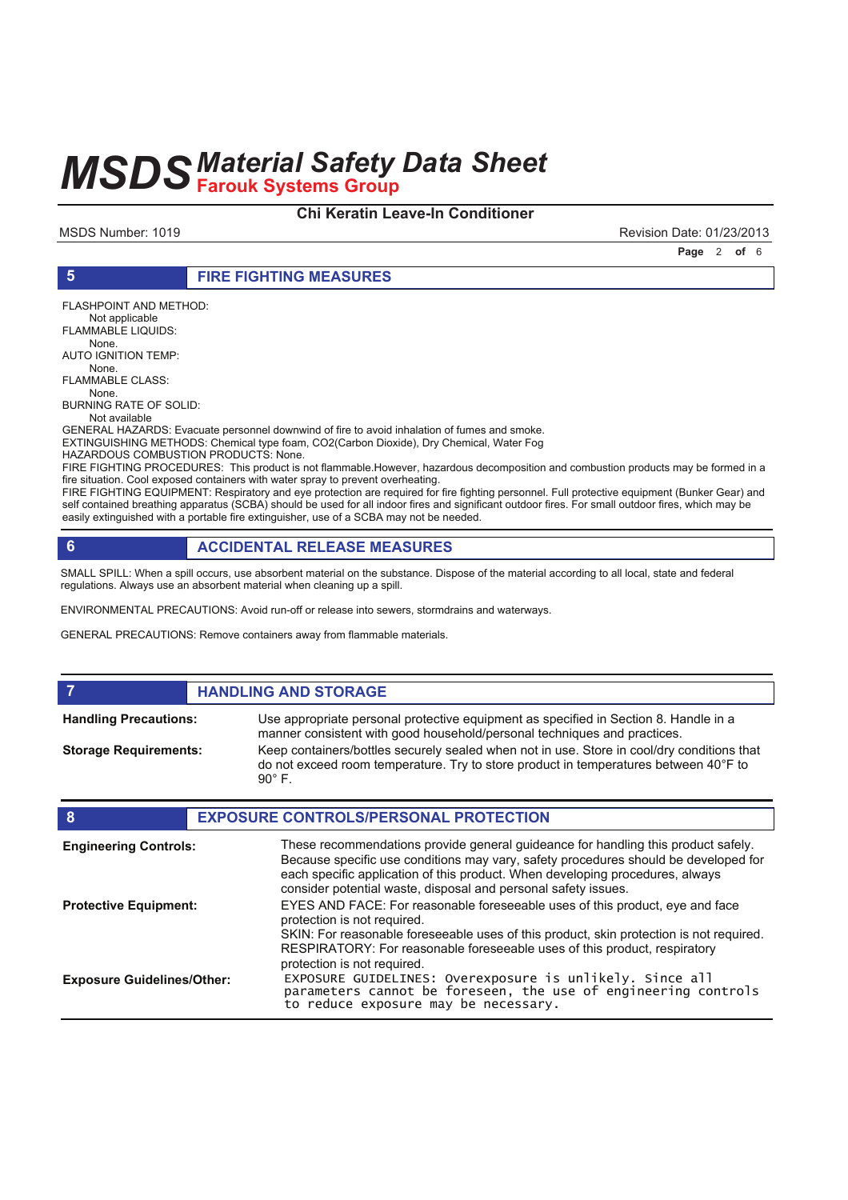## 5 FIRE FIGHTING MEASURES

FLASHPOINT AND METHOD:
Not applicable
FLAMMABLE LIQUIDS:
None.
AUTO IGNITION TEMP:
None.
FLAMMABLE CLASS:
None.
BURNING RATE OF SOLID:
Not available
GENERAL HAZARDS: Evacuate personnel downwind of fire to avoid inhalation of fumes and smoke.
EXTINGUISHING METHODS: Chemical type foam, CO2(Carbon Dioxide), Dry Chemical, Water Fog
HAZARDOUS COMBUSTION PRODUCTS: None.
FIRE FIGHTING PROCEDURES: This product is not flammable.However, hazardous decomposition and combustion products may be formed in a fire situation. Cool exposed containers with water spray to prevent overheating.
FIRE FIGHTING EQUIPMENT: Respiratory and eye protection are required for fire fighting personnel. Full protective equipment (Bunker Gear) and self contained breathing apparatus (SCBA) should be used for all indoor fires and significant outdoor fires. For small outdoor fires, which may be easily extinguished with a portable fire extinguisher, use of a SCBA may not be needed.

## 6 ACCIDENTAL RELEASE MEASURES

SMALL SPILL: When a spill occurs, use absorbent material on the substance. Dispose of the material according to all local, state and federal regulations. Always use an absorbent material when cleaning up a spill.

ENVIRONMENTAL PRECAUTIONS: Avoid run-off or release into sewers, stormdrains and waterways.

GENERAL PRECAUTIONS: Remove containers away from flammable materials.

## 7 HANDLING AND STORAGE

**Handling Precautions:** Use appropriate personal protective equipment as specified in Section 8. Handle in a manner consistent with good household/personal techniques and practices.

**Storage Requirements:** Keep containers/bottles securely sealed when not in use. Store in cool/dry conditions that do not exceed room temperature. Try to store product in temperatures between 40°F to 90° F.

## 8 EXPOSURE CONTROLS/PERSONAL PROTECTION

**Engineering Controls:** These recommendations provide general guideance for handling this product safely. Because specific use conditions may vary, safety procedures should be developed for each specific application of this product. When developing procedures, always consider potential waste, disposal and personal safety issues.

**Protective Equipment:** EYES AND FACE: For reasonable foreseeable uses of this product, eye and face protection is not required.
SKIN: For reasonable foreseeable uses of this product, skin protection is not required.
RESPIRATORY: For reasonable foreseeable uses of this product, respiratory protection is not required.

**Exposure Guidelines/Other:** EXPOSURE GUIDELINES: Overexposure is unlikely. Since all parameters cannot be foreseen, the use of engineering controls to reduce exposure may be necessary.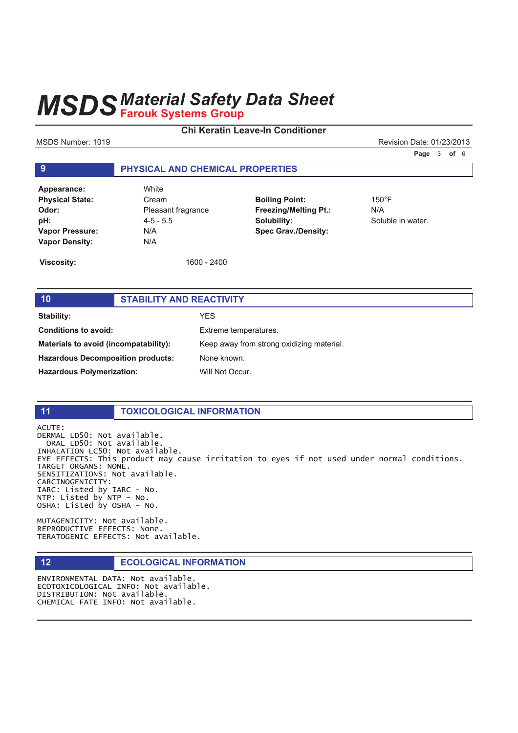# MSDS Material Safety Data Sheet
## Farouk Systems Group

**Chi Keratin Leave-In Conditioner**

MSDS Number: 1019 Revision Date: 01/23/2013

## 9 PHYSICAL AND CHEMICAL PROPERTIES

| | | | |
|---|---|---|---|
| **Appearance:** | White | | |
| **Physical State:** | Cream | **Boiling Point:** | 150°F |
| **Odor:** | Pleasant fragrance | **Freezing/Melting Pt.:** | N/A |
| **pH:** | 4-5 - 5.5 | **Solubility:** | Soluble in water. |
| **Vapor Pressure:** | N/A | **Spec Grav./Density:** | |
| **Vapor Density:** | N/A | | |

**Viscosity:** 1600 - 2400

## 10 STABILITY AND REACTIVITY

| | |
|---|---|
| **Stability:** | YES |
| **Conditions to avoid:** | Extreme temperatures. |
| **Materials to avoid (incompatability):** | Keep away from strong oxidizing material. |
| **Hazardous Decomposition products:** | None known. |
| **Hazardous Polymerization:** | Will Not Occur. |

## 11 TOXICOLOGICAL INFORMATION

ACUTE:
DERMAL LD50: Not available.
ORAL LD50: Not available.
INHALATION LC50: Not available.
EYE EFFECTS: This product may cause irritation to eyes if not used under normal conditions.
TARGET ORGANS: NONE.
SENSITIZATIONS: Not available.
CARCINOGENICITY:
IARC: Listed by IARC - No.
NTP: Listed by NTP - No.
OSHA: Listed by OSHA - No.

MUTAGENICITY: Not available.
REPRODUCTIVE EFFECTS: None.
TERATOGENIC EFFECTS: Not available.

## 12 ECOLOGICAL INFORMATION

ENVIRONMENTAL DATA: Not available.
ECOTOXICOLOGICAL INFO: Not available.
DISTRIBUTION: Not available.
CHEMICAL FATE INFO: Not available.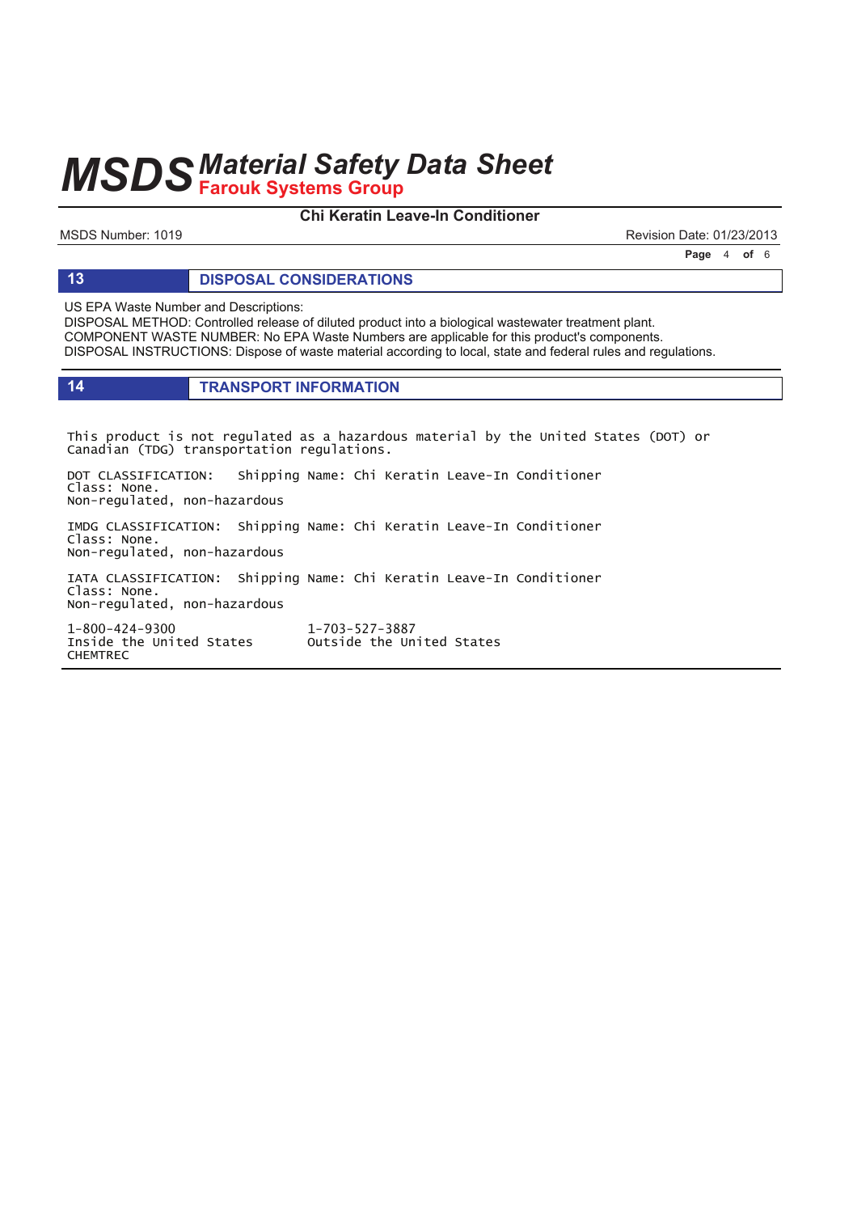## 13 DISPOSAL CONSIDERATIONS

US EPA Waste Number and Descriptions:
DISPOSAL METHOD: Controlled release of diluted product into a biological wastewater treatment plant.
COMPONENT WASTE NUMBER: No EPA Waste Numbers are applicable for this product's components.
DISPOSAL INSTRUCTIONS: Dispose of waste material according to local, state and federal rules and regulations.

## 14 TRANSPORT INFORMATION

This product is not regulated as a hazardous material by the United States (DOT) or Canadian (TDG) transportation regulations.

DOT CLASSIFICATION: Shipping Name: Chi Keratin Leave-In Conditioner
Class: None.
Non-regulated, non-hazardous

IMDG CLASSIFICATION: Shipping Name: Chi Keratin Leave-In Conditioner
Class: None.
Non-regulated, non-hazardous

IATA CLASSIFICATION: Shipping Name: Chi Keratin Leave-In Conditioner
Class: None.
Non-regulated, non-hazardous

1-800-424-9300
Inside the United States
CHEMTREC

1-703-527-3887
Outside the United States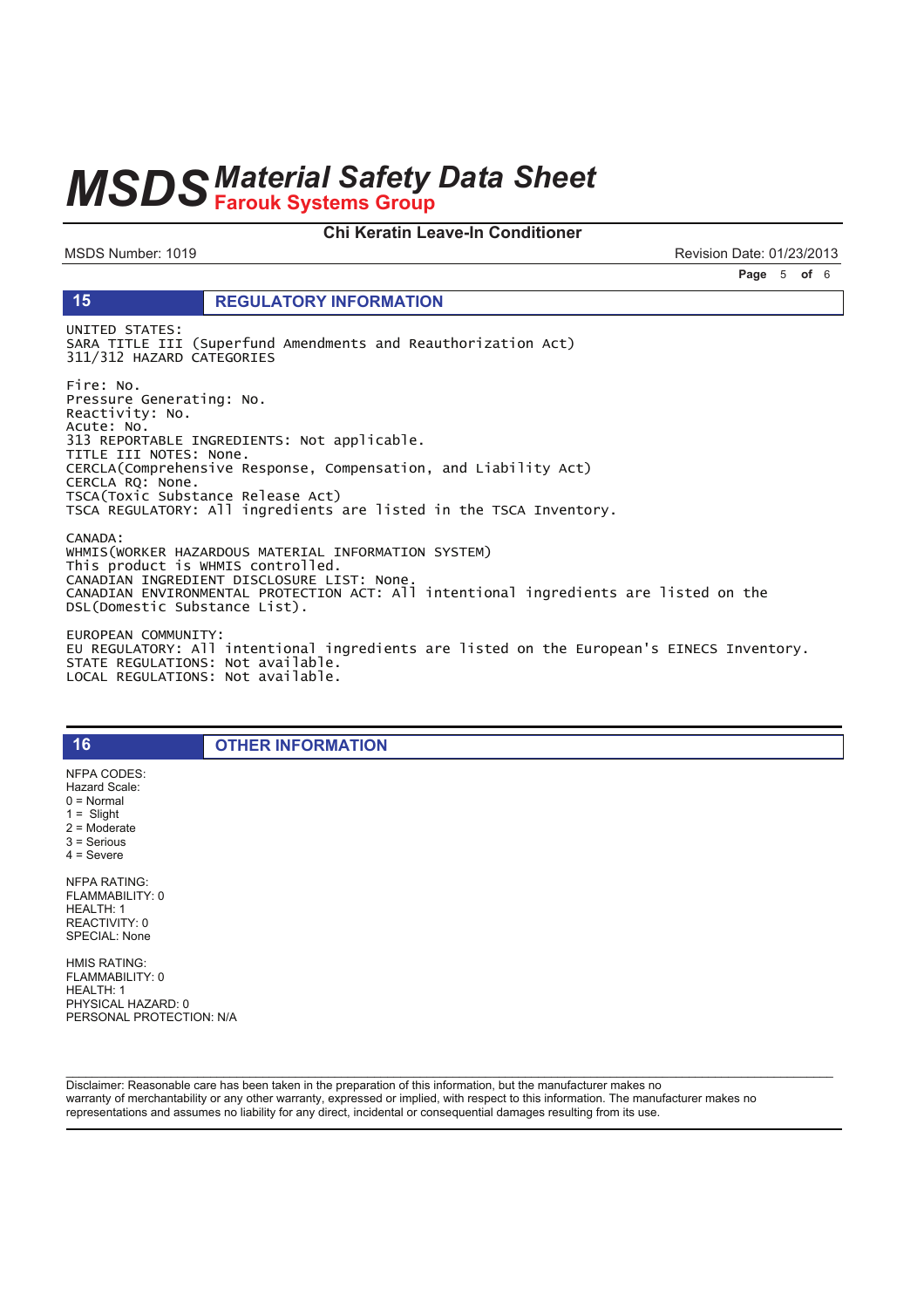## 15 REGULATORY INFORMATION

UNITED STATES:
SARA TITLE III (Superfund Amendments and Reauthorization Act)
311/312 HAZARD CATEGORIES

Fire: No.
Pressure Generating: No.
Reactivity: No.
Acute: No.
313 REPORTABLE INGREDIENTS: Not applicable.
TITLE III NOTES: None.
CERCLA(Comprehensive Response, Compensation, and Liability Act)
CERCLA RQ: None.
TSCA(Toxic Substance Release Act)
TSCA REGULATORY: All ingredients are listed in the TSCA Inventory.

CANADA:
WHMIS(WORKER HAZARDOUS MATERIAL INFORMATION SYSTEM)
This product is WHMIS controlled.
CANADIAN INGREDIENT DISCLOSURE LIST: None.
CANADIAN ENVIRONMENTAL PROTECTION ACT: All intentional ingredients are listed on the DSL(Domestic Substance List).

EUROPEAN COMMUNITY:
EU REGULATORY: All intentional ingredients are listed on the European's EINECS Inventory.
STATE REGULATIONS: Not available.
LOCAL REGULATIONS: Not available.

## 16 OTHER INFORMATION

NFPA CODES:
Hazard Scale:
0 = Normal
1 = Slight
2 = Moderate
3 = Serious
4 = Severe

NFPA RATING:
FLAMMABILITY: 0
HEALTH: 1
REACTIVITY: 0
SPECIAL: None

HMIS RATING:
FLAMMABILITY: 0
HEALTH: 1
PHYSICAL HAZARD: 0
PERSONAL PROTECTION: N/A

Disclaimer: Reasonable care has been taken in the preparation of this information, but the manufacturer makes no warranty of merchantability or any other warranty, expressed or implied, with respect to this information. The manufacturer makes no representations and assumes no liability for any direct, incidental or consequential damages resulting from its use.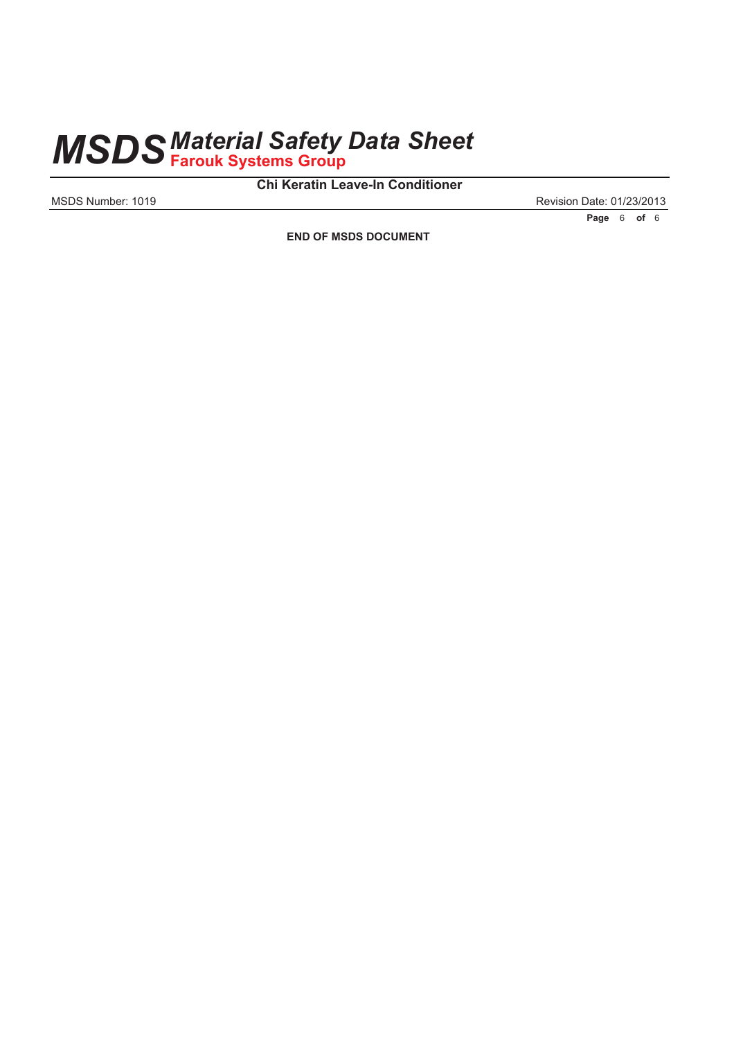**END OF MSDS DOCUMENT**